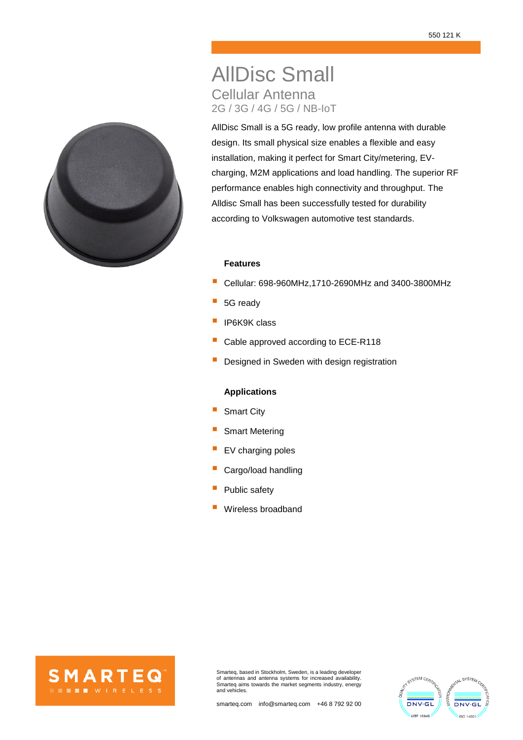550 121 K

# AllDisc Small

## Cellular Antenna

### 2G / 3G / 4G / 5G / NB-IoT

AllDisc Small is a 5G ready, low profile antenna with durable design. Its small physical size enables a flexible and easy installation, making it perfect for Smart City/metering, EV-charging, M2M applications and load handling. The superior RF performance enables high connectivity and throughput. The Alldisc Small has been successfully tested for durability according to Volkswagen automotive test standards.

**Features**

- Cellular: 698-960MHz,1710-2690MHz and 3400-3800MHz
- 5G ready
- IP6K9K class
- Cable approved according to ECE-R118
- Designed in Sweden with design registration

**Applications**

- Smart City
- Smart Metering
- EV charging poles
- Cargo/load handling
- Public safety
- Wireless broadband

SMARTEQ WIRELESS

Smarteq, based in Stockholm, Sweden, is a leading developer of antennas and antenna systems for increased availability. Smarteq aims towards the market segments industry, energy and vehicles.

smarteq.com info@smarteq.com +46 8 792 92 00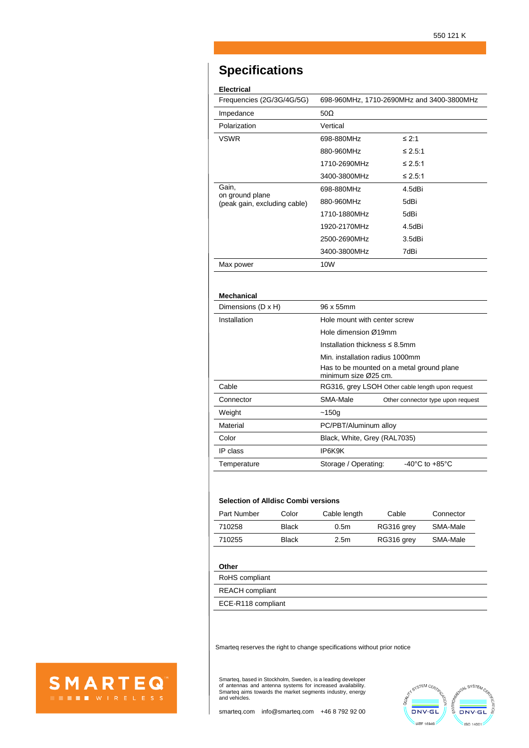# Specifications

## Electrical

| | | |
|---|---|---|
| Frequencies (2G/3G/4G/5G) | 698-960MHz, 1710-2690MHz and 3400-3800MHz | |
| Impedance | 50Ω | |
| Polarization | Vertical | |
| VSWR | 698-880MHz | ≤ 2:1 |
| | 880-960MHz | ≤ 2.5:1 |
| | 1710-2690MHz | ≤ 2.5:1 |
| | 3400-3800MHz | ≤ 2.5:1 |
| Gain, on ground plane (peak gain, excluding cable) | 698-880MHz | 4.5dBi |
| | 880-960MHz | 5dBi |
| | 1710-1880MHz | 5dBi |
| | 1920-2170MHz | 4.5dBi |
| | 2500-2690MHz | 3.5dBi |
| | 3400-3800MHz | 7dBi |
| Max power | 10W | |

## Mechanical

| | | |
|---|---|---|
| Dimensions (D x H) | 96 x 55mm | |
| Installation | Hole mount with center screw | |
| | Hole dimension Ø19mm | |
| | Installation thickness ≤ 8.5mm | |
| | Min. installation radius 1000mm | |
| | Has to be mounted on a metal ground plane minimum size Ø25 cm. | |
| Cable | RG316, grey LSOH Other cable length upon request | |
| Connector | SMA-Male | Other connector type upon request |
| Weight | ~150g | |
| Material | PC/PBT/Aluminum alloy | |
| Color | Black, White, Grey (RAL7035) | |
| IP class | IP6K9K | |
| Temperature | Storage / Operating: | -40°C to +85°C |

## Selection of Alldisc Combi versions

| Part Number | Color | Cable length | Cable | Connector |
|---|---|---|---|---|
| 710258 | Black | 0.5m | RG316 grey | SMA-Male |
| 710255 | Black | 2.5m | RG316 grey | SMA-Male |

## Other

- RoHS compliant
- REACH compliant
- ECE-R118 compliant

Smarteq reserves the right to change specifications without prior notice

Smarteq, based in Stockholm, Sweden, is a leading developer of antennas and antenna systems for increased availability. Smarteq aims towards the market segments industry, energy and vehicles.

smarteq.com info@smarteq.com +46 8 792 92 00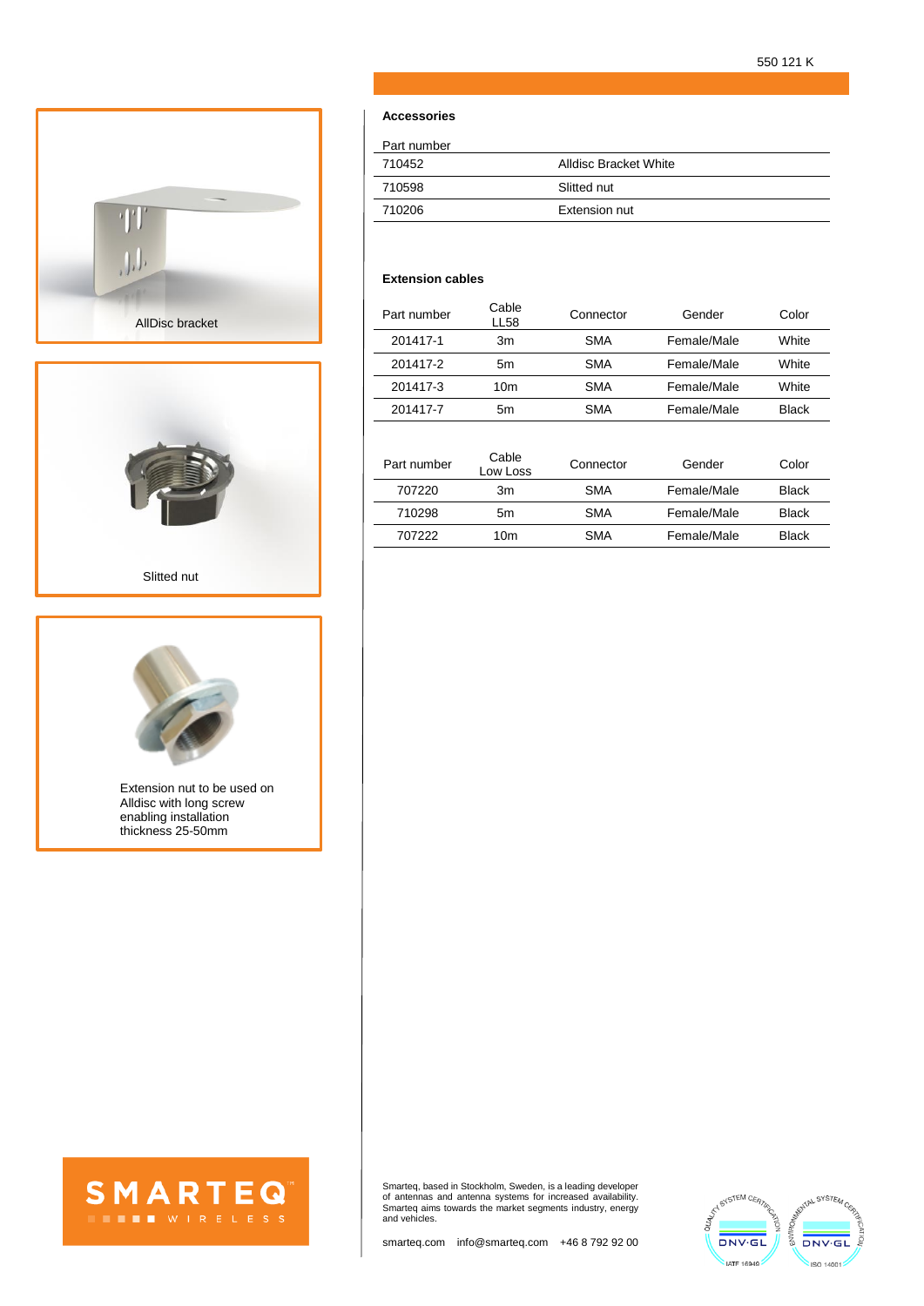AllDisc bracket

Slitted nut

Extension nut to be used on Alldisc with long screw enabling installation thickness 25-50mm

## Accessories

| Part number | |
|---|---|
| 710452 | Alldisc Bracket White |
| 710598 | Slitted nut |
| 710206 | Extension nut |

## Extension cables

| Part number | Cable LL58 | Connector | Gender | Color |
|---|---|---|---|---|
| 201417-1 | 3m | SMA | Female/Male | White |
| 201417-2 | 5m | SMA | Female/Male | White |
| 201417-3 | 10m | SMA | Female/Male | White |
| 201417-7 | 5m | SMA | Female/Male | Black |

| Part number | Cable Low Loss | Connector | Gender | Color |
|---|---|---|---|---|
| 707220 | 3m | SMA | Female/Male | Black |
| 710298 | 5m | SMA | Female/Male | Black |
| 707222 | 10m | SMA | Female/Male | Black |

SMARTEQ WIRELESS

Smarteq, based in Stockholm, Sweden, is a leading developer of antennas and antenna systems for increased availability. Smarteq aims towards the market segments industry, energy and vehicles.

smarteq.com info@smarteq.com +46 8 792 92 00